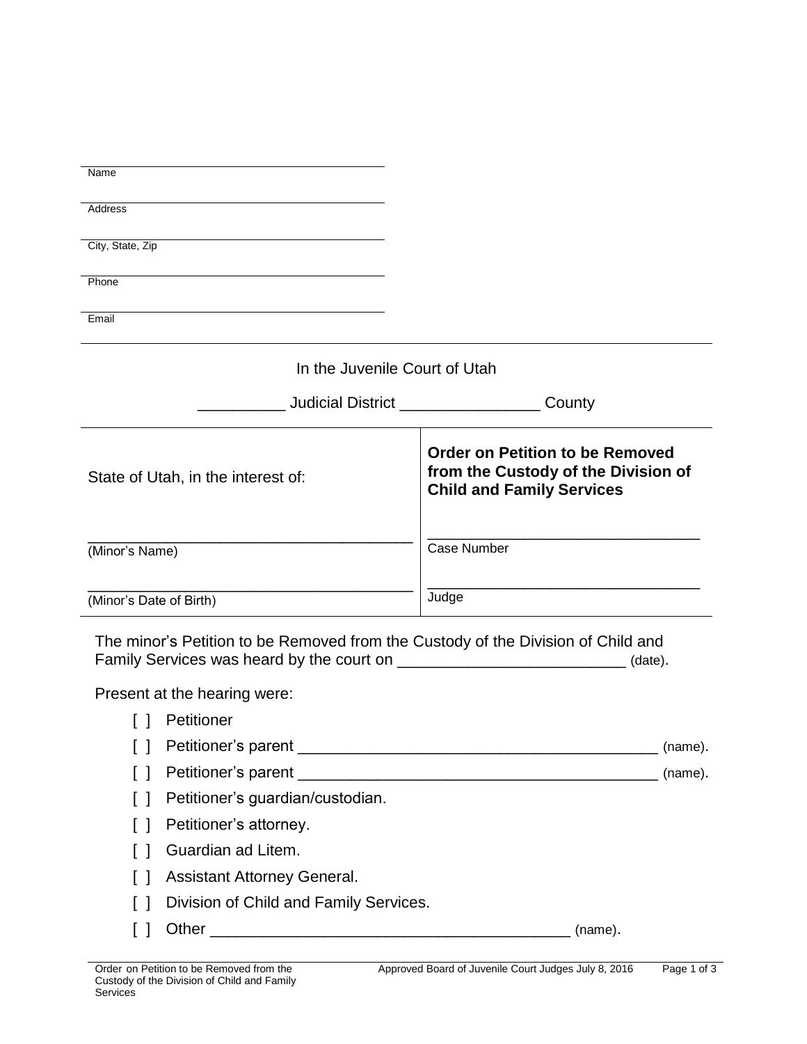Name

Address

City, State, Zip

Phone

Email

In the Juvenile Court of Utah

__________ Judicial District ________________ County

| State of Utah, in the interest of: | **Order on Petition to be Removed from the Custody of the Division of Child and Family Services** |
|---|---|
| ______________________________________ (Minor's Name) | ________________________________ Case Number |
| ______________________________________ (Minor's Date of Birth) | ________________________________ Judge |

The minor's Petition to be Removed from the Custody of the Division of Child and Family Services was heard by the court on __________________________ (date).

Present at the hearing were:

- [ ] Petitioner
- [ ] Petitioner's parent __________________________________________ (name).
- [ ] Petitioner's parent __________________________________________ (name).
- [ ] Petitioner's guardian/custodian.
- [ ] Petitioner's attorney.
- [ ] Guardian ad Litem.
- [ ] Assistant Attorney General.
- [ ] Division of Child and Family Services.
- [ ] Other __________________________________________ (name).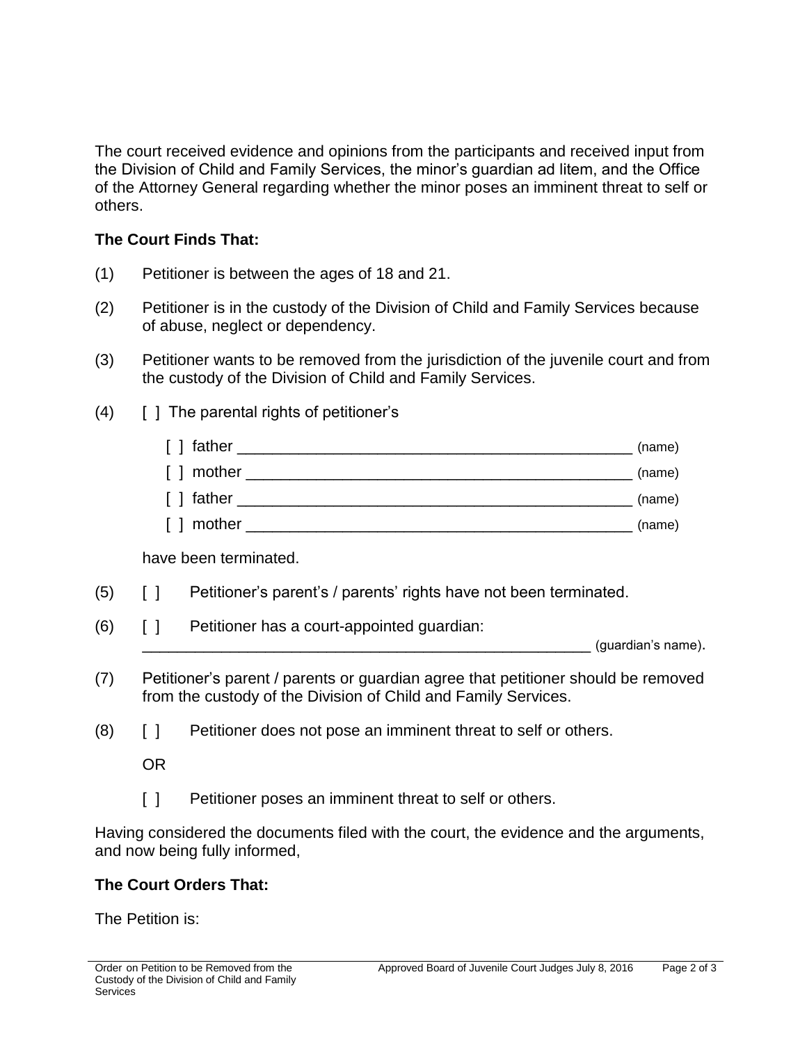The court received evidence and opinions from the participants and received input from the Division of Child and Family Services, the minor's guardian ad litem, and the Office of the Attorney General regarding whether the minor poses an imminent threat to self or others.

**The Court Finds That:**

(1) Petitioner is between the ages of 18 and 21.

(2) Petitioner is in the custody of the Division of Child and Family Services because of abuse, neglect or dependency.

(3) Petitioner wants to be removed from the jurisdiction of the juvenile court and from the custody of the Division of Child and Family Services.

(4) [ ] The parental rights of petitioner's

[ ] father _____________________________________________ (name)
[ ] mother ____________________________________________ (name)
[ ] father _____________________________________________ (name)
[ ] mother ____________________________________________ (name)

have been terminated.

(5) [ ] Petitioner's parent's / parents' rights have not been terminated.

(6) [ ] Petitioner has a court-appointed guardian: _______________________________________________________ (guardian's name).

(7) Petitioner's parent / parents or guardian agree that petitioner should be removed from the custody of the Division of Child and Family Services.

(8) [ ] Petitioner does not pose an imminent threat to self or others.

OR

[ ] Petitioner poses an imminent threat to self or others.

Having considered the documents filed with the court, the evidence and the arguments, and now being fully informed,

**The Court Orders That:**

The Petition is: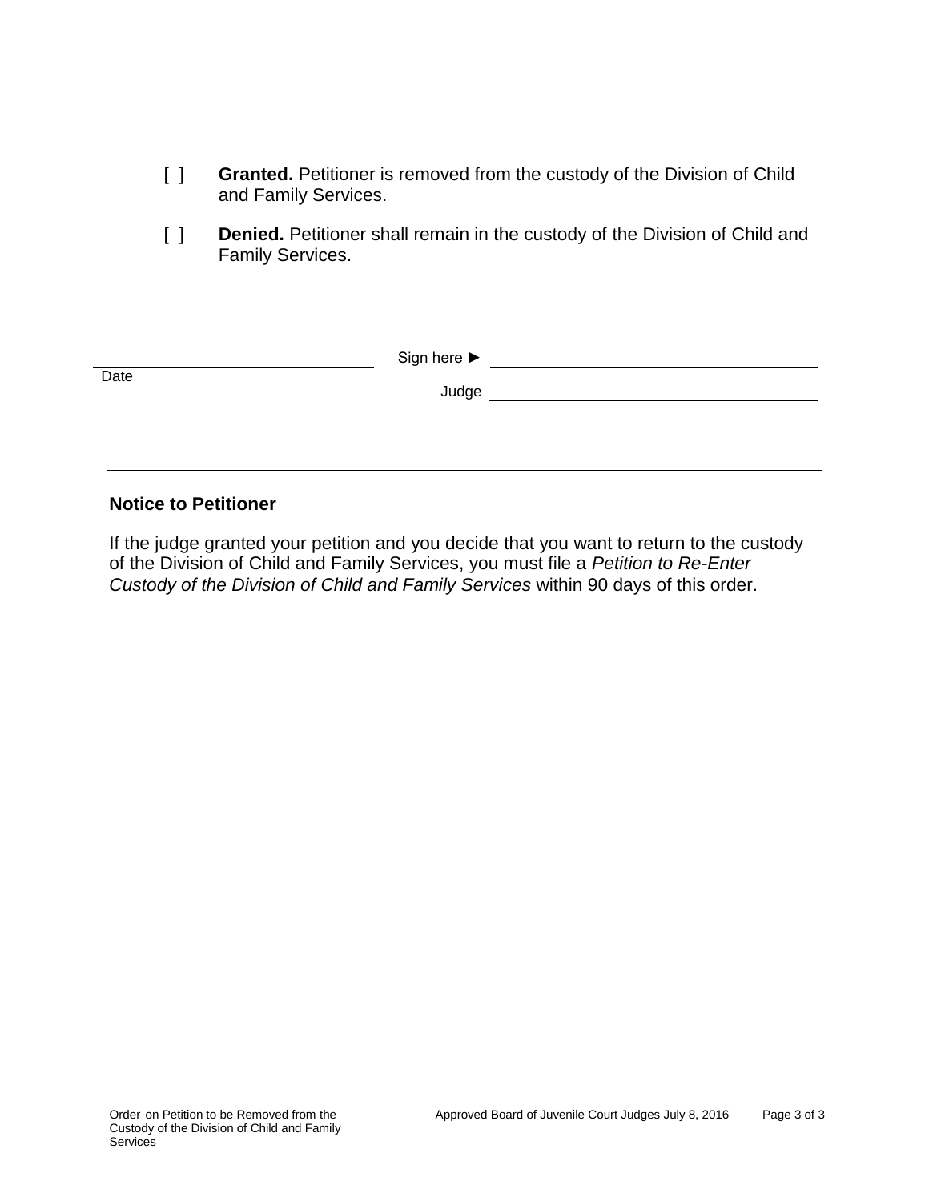[ ] **Granted.** Petitioner is removed from the custody of the Division of Child and Family Services.

[ ] **Denied.** Petitioner shall remain in the custody of the Division of Child and Family Services.

______________________________ Sign here ► ______________________________

Date

Judge ______________________________

---

**Notice to Petitioner**

If the judge granted your petition and you decide that you want to return to the custody of the Division of Child and Family Services, you must file a *Petition to Re-Enter Custody of the Division of Child and Family Services* within 90 days of this order.